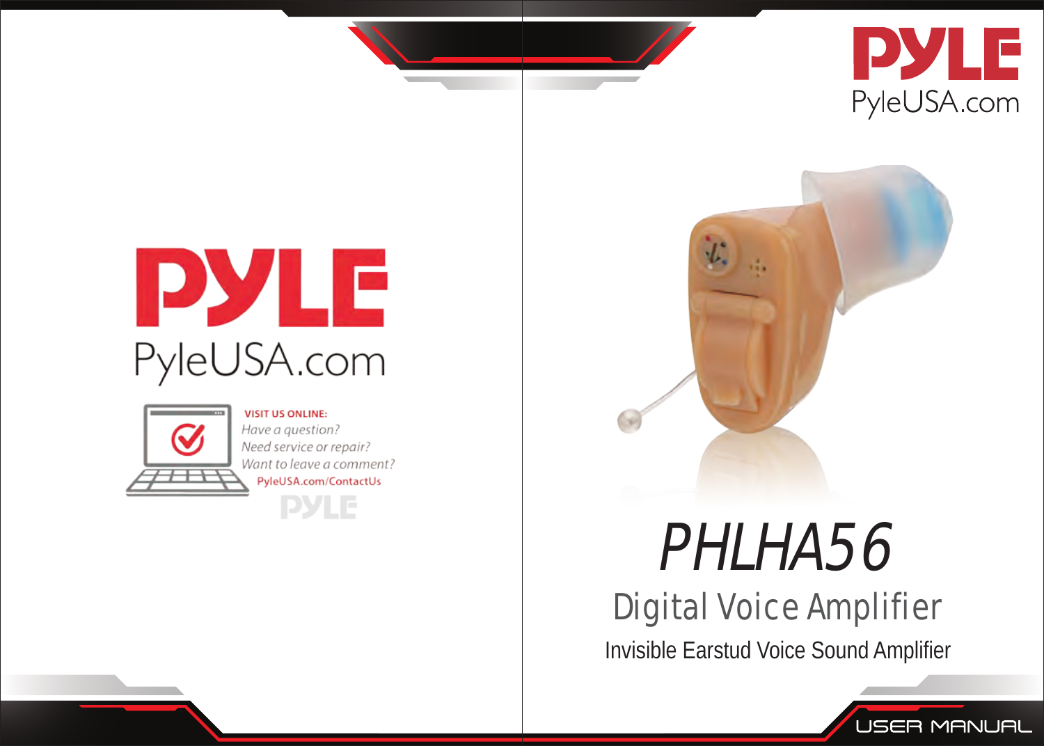PYLE

PyleUSA.com

VISIT US ONLINE:

*Have a question?*

*Need service or repair?*

*Want to leave a comment?*

PyleUSA.com/ContactUs

PYLE

PYLE

PyleUSA.com

# PHLHA56

## Digital Voice Amplifier

Invisible Earstud Voice Sound Amplifier

USER MANUAL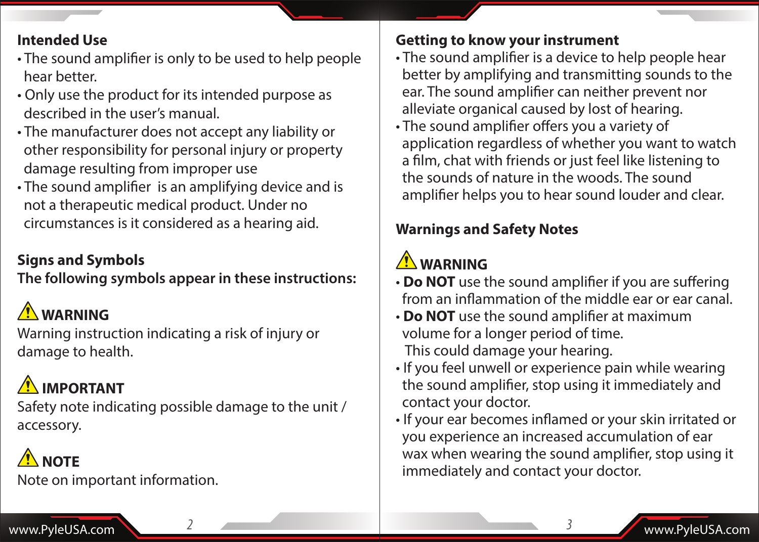## Intended Use

- The sound amplifier is only to be used to help people hear better.
- Only use the product for its intended purpose as described in the user's manual.
- The manufacturer does not accept any liability or other responsibility for personal injury or property damage resulting from improper use
- The sound amplifier is an amplifying device and is not a therapeutic medical product. Under no circumstances is it considered as a hearing aid.

## Signs and Symbols

**The following symbols appear in these instructions:**

⚠ **WARNING**

Warning instruction indicating a risk of injury or damage to health.

⚠ **IMPORTANT**

Safety note indicating possible damage to the unit / accessory.

⚠ **NOTE**

Note on important information.

## Getting to know your instrument

- The sound amplifier is a device to help people hear better by amplifying and transmitting sounds to the ear. The sound amplifier can neither prevent nor alleviate organical caused by lost of hearing.
- The sound amplifier offers you a variety of application regardless of whether you want to watch a film, chat with friends or just feel like listening to the sounds of nature in the woods. The sound amplifier helps you to hear sound louder and clear.

## Warnings and Safety Notes

⚠ **WARNING**

- **Do NOT** use the sound amplifier if you are suffering from an inflammation of the middle ear or ear canal.
- **Do NOT** use the sound amplifier at maximum volume for a longer period of time. This could damage your hearing.
- If you feel unwell or experience pain while wearing the sound amplifier, stop using it immediately and contact your doctor.
- If your ear becomes inflamed or your skin irritated or you experience an increased accumulation of ear wax when wearing the sound amplifier, stop using it immediately and contact your doctor.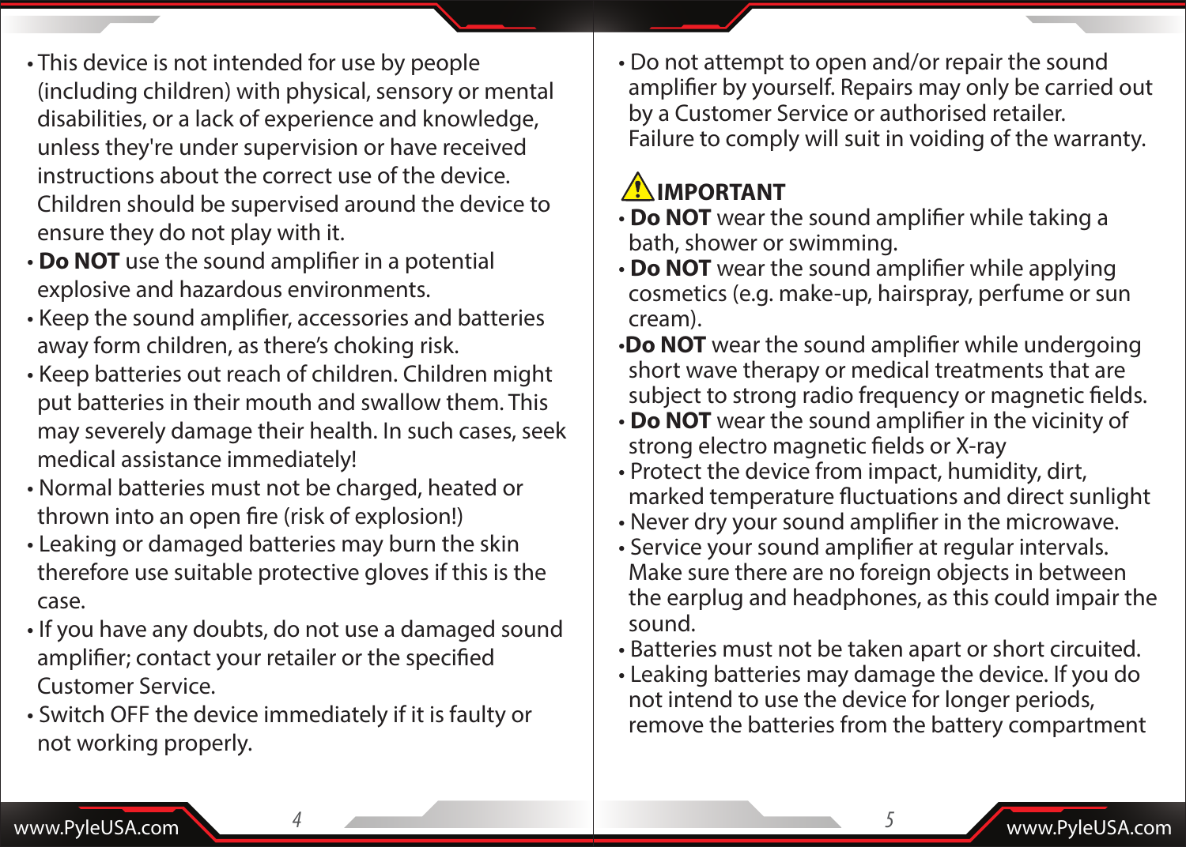- This device is not intended for use by people (including children) with physical, sensory or mental disabilities, or a lack of experience and knowledge, unless they're under supervision or have received instructions about the correct use of the device. Children should be supervised around the device to ensure they do not play with it.
- **Do NOT** use the sound amplifier in a potential explosive and hazardous environments.
- Keep the sound amplifier, accessories and batteries away form children, as there's choking risk.
- Keep batteries out reach of children. Children might put batteries in their mouth and swallow them. This may severely damage their health. In such cases, seek medical assistance immediately!
- Normal batteries must not be charged, heated or thrown into an open fire (risk of explosion!)
- Leaking or damaged batteries may burn the skin therefore use suitable protective gloves if this is the case.
- If you have any doubts, do not use a damaged sound amplifier; contact your retailer or the specified Customer Service.
- Switch OFF the device immediately if it is faulty or not working properly.
- Do not attempt to open and/or repair the sound amplifier by yourself. Repairs may only be carried out by a Customer Service or authorised retailer. Failure to comply will suit in voiding of the warranty.

**⚠ IMPORTANT**

- **Do NOT** wear the sound amplifier while taking a bath, shower or swimming.
- **Do NOT** wear the sound amplifier while applying cosmetics (e.g. make-up, hairspray, perfume or sun cream).
- **Do NOT** wear the sound amplifier while undergoing short wave therapy or medical treatments that are subject to strong radio frequency or magnetic fields.
- **Do NOT** wear the sound amplifier in the vicinity of strong electro magnetic fields or X-ray
- Protect the device from impact, humidity, dirt, marked temperature fluctuations and direct sunlight
- Never dry your sound amplifier in the microwave.
- Service your sound amplifier at regular intervals. Make sure there are no foreign objects in between the earplug and headphones, as this could impair the sound.
- Batteries must not be taken apart or short circuited.
- Leaking batteries may damage the device. If you do not intend to use the device for longer periods, remove the batteries from the battery compartment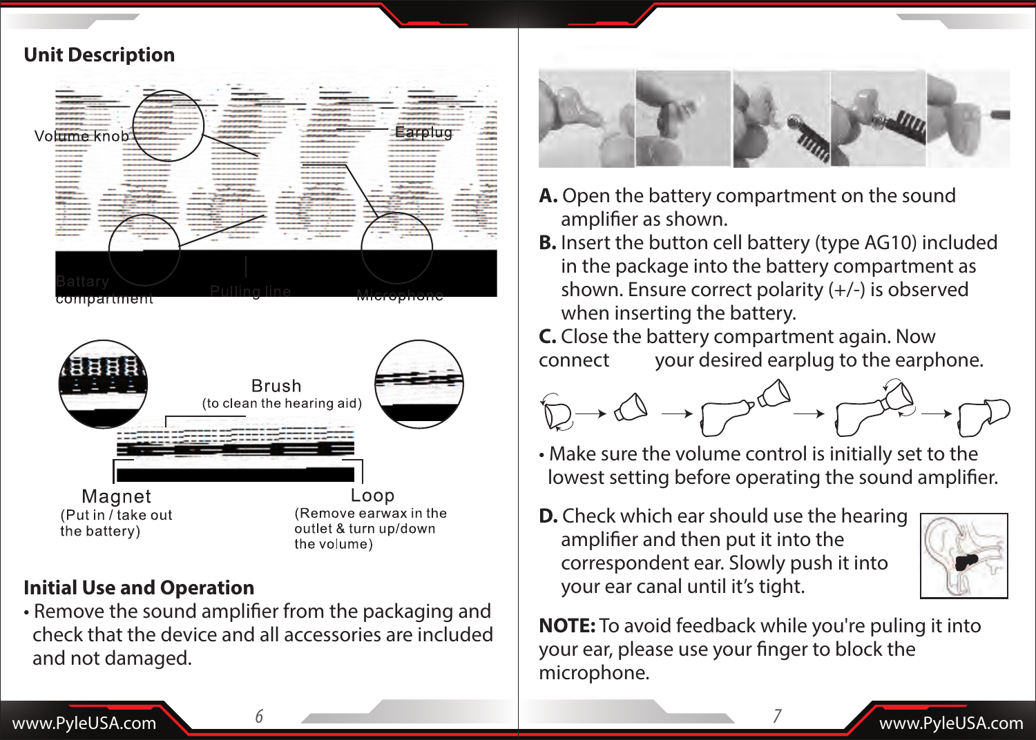## Unit Description

Volume knob

Earplug

Battary compartment

Pulling line

Microphone

Brush
(to clean the hearing aid)

Magnet
(Put in / take out the battery)

Loop
(Remove earwax in the outlet & turn up/down the volume)

## Initial Use and Operation

- Remove the sound amplifier from the packaging and check that the device and all accessories are included and not damaged.

**A.** Open the battery compartment on the sound amplifier as shown.

**B.** Insert the button cell battery (type AG10) included in the package into the battery compartment as shown. Ensure correct polarity (+/-) is observed when inserting the battery.

**C.** Close the battery compartment again. Now connect your desired earplug to the earphone.

- Make sure the volume control is initially set to the lowest setting before operating the sound amplifier.

**D.** Check which ear should use the hearing amplifier and then put it into the correspondent ear. Slowly push it into your ear canal until it's tight.

**NOTE:** To avoid feedback while you're puling it into your ear, please use your finger to block the microphone.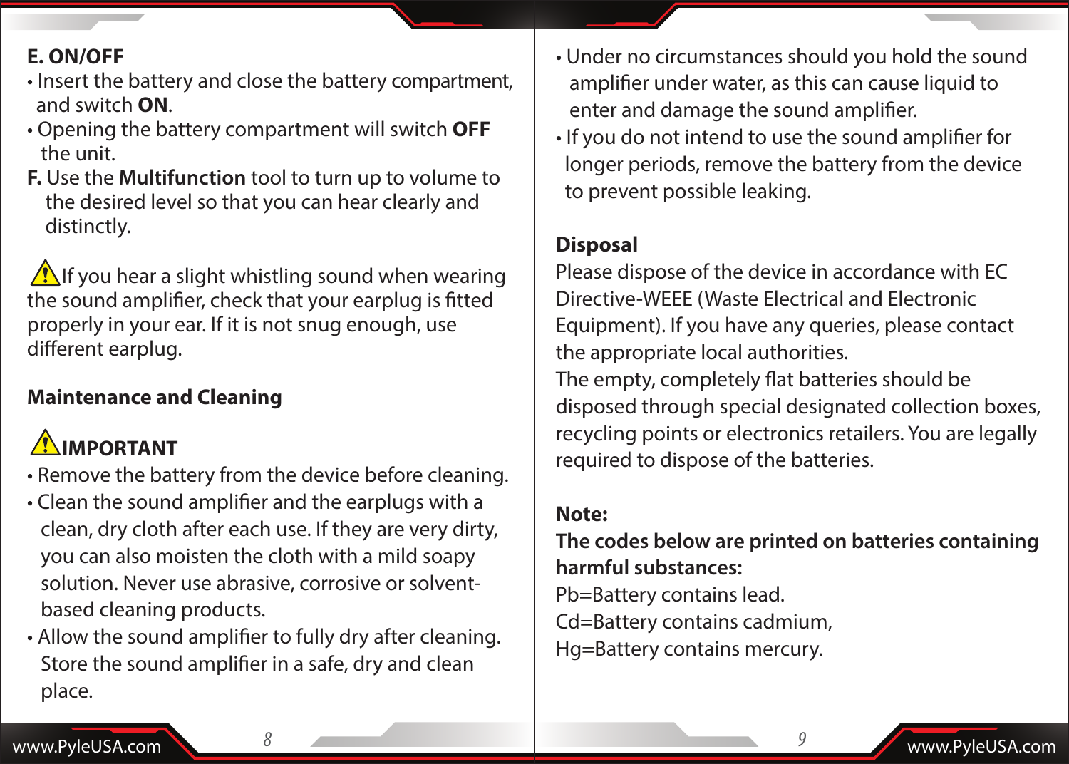**E. ON/OFF**

- Insert the battery and close the battery compartment, and switch **ON**.
- Opening the battery compartment will switch **OFF** the unit.

**F.** Use the **Multifunction** tool to turn up to volume to the desired level so that you can hear clearly and distinctly.

⚠ If you hear a slight whistling sound when wearing the sound amplifier, check that your earplug is fitted properly in your ear. If it is not snug enough, use different earplug.

**Maintenance and Cleaning**

⚠ **IMPORTANT**

- Remove the battery from the device before cleaning.
- Clean the sound amplifier and the earplugs with a clean, dry cloth after each use. If they are very dirty, you can also moisten the cloth with a mild soapy solution. Never use abrasive, corrosive or solvent-based cleaning products.
- Allow the sound amplifier to fully dry after cleaning. Store the sound amplifier in a safe, dry and clean place.
- Under no circumstances should you hold the sound amplifier under water, as this can cause liquid to enter and damage the sound amplifier.
- If you do not intend to use the sound amplifier for longer periods, remove the battery from the device to prevent possible leaking.

**Disposal**

Please dispose of the device in accordance with EC Directive-WEEE (Waste Electrical and Electronic Equipment). If you have any queries, please contact the appropriate local authorities.

The empty, completely flat batteries should be disposed through special designated collection boxes, recycling points or electronics retailers. You are legally required to dispose of the batteries.

**Note:**

**The codes below are printed on batteries containing harmful substances:**

Pb=Battery contains lead.

Cd=Battery contains cadmium,

Hg=Battery contains mercury.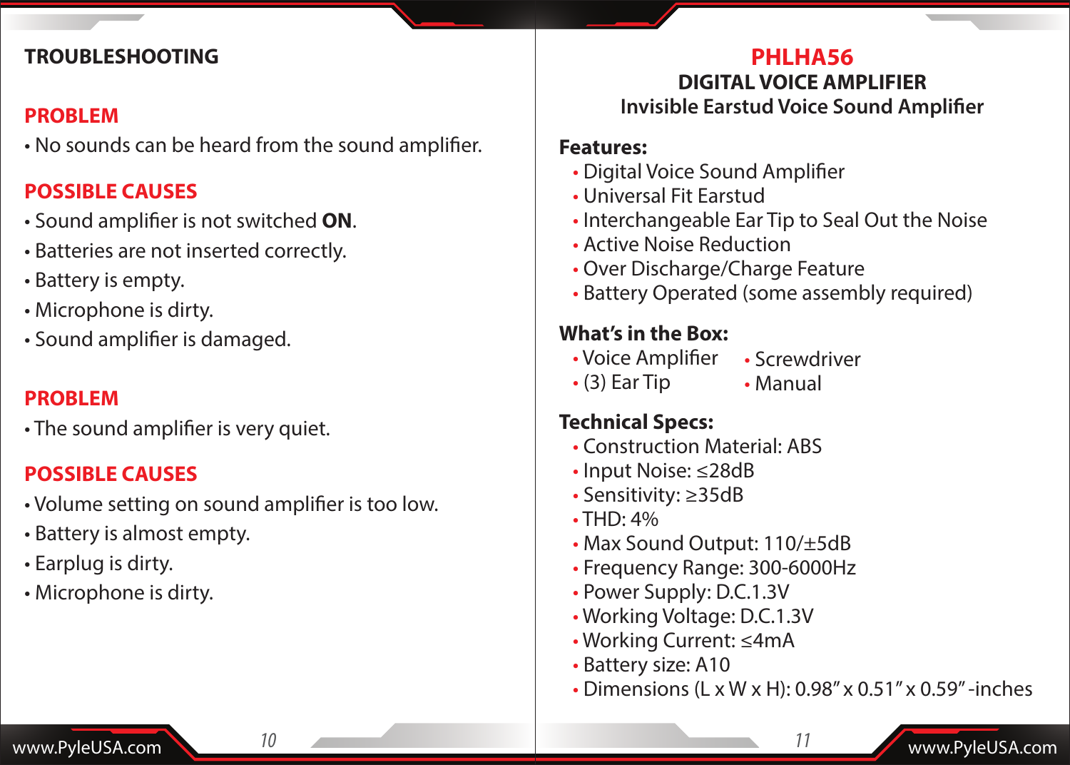## TROUBLESHOOTING

### PROBLEM

- No sounds can be heard from the sound amplifier.

### POSSIBLE CAUSES

- Sound amplifier is not switched **ON**.
- Batteries are not inserted correctly.
- Battery is empty.
- Microphone is dirty.
- Sound amplifier is damaged.

### PROBLEM

- The sound amplifier is very quiet.

### POSSIBLE CAUSES

- Volume setting on sound amplifier is too low.
- Battery is almost empty.
- Earplug is dirty.
- Microphone is dirty.

# PHLHA56

## DIGITAL VOICE AMPLIFIER

### Invisible Earstud Voice Sound Amplifier

**Features:**

- Digital Voice Sound Amplifier
- Universal Fit Earstud
- Interchangeable Ear Tip to Seal Out the Noise
- Active Noise Reduction
- Over Discharge/Charge Feature
- Battery Operated (some assembly required)

**What's in the Box:**

- Voice Amplifier
- (3) Ear Tip
- Screwdriver
- Manual

**Technical Specs:**

- Construction Material: ABS
- Input Noise: ≤28dB
- Sensitivity: ≥35dB
- THD: 4%
- Max Sound Output: 110/±5dB
- Frequency Range: 300-6000Hz
- Power Supply: D.C.1.3V
- Working Voltage: D.C.1.3V
- Working Current: ≤4mA
- Battery size: A10
- Dimensions (L x W x H): 0.98" x 0.51" x 0.59" -inches